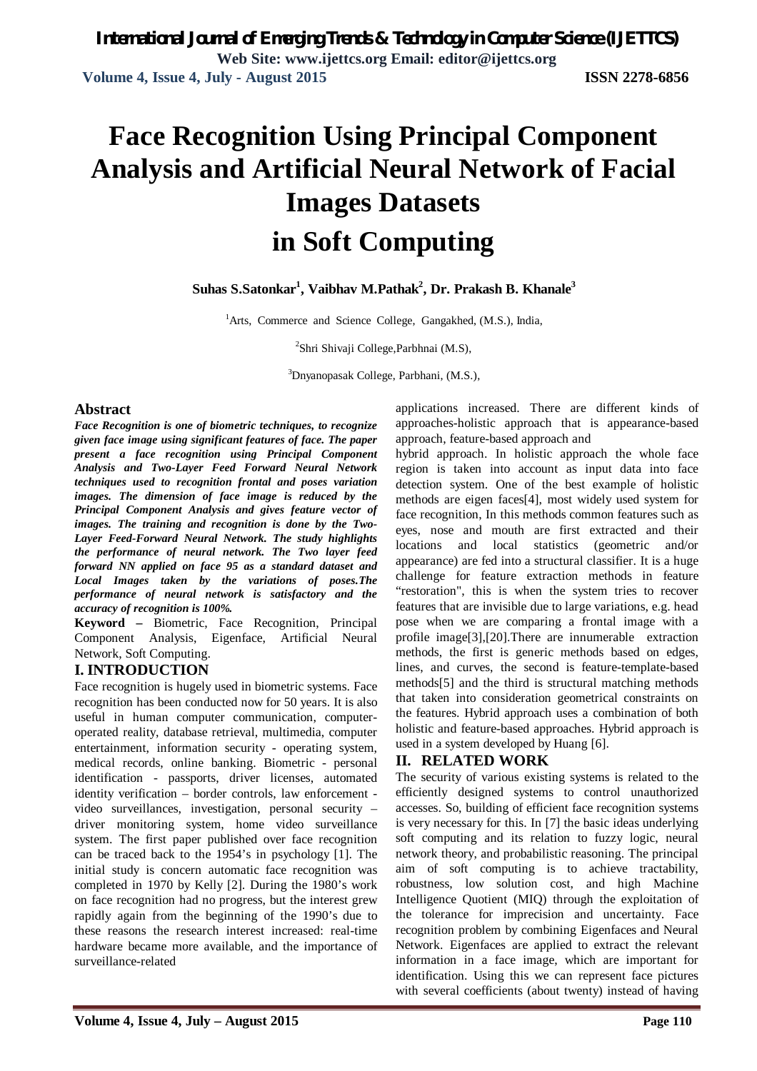# Face Recognition Using Principal Component Analysis and Artificial Neural Network of Facial Images Datasets in Soft Computing

**Suhas S.Satonkar[1], Vaibhav M.Pathak[2], Dr. Prakash B. Khanale[3]**

[1]Arts, Commerce and Science College, Gangakhed, (M.S.), India,

[2]Shri Shivaji College,Parbhnai (M.S),

[3]Dnyanopasak College, Parbhani, (M.S.),

## Abstract

***Face Recognition is one of biometric techniques, to recognize given face image using significant features of face. The paper present a face recognition using Principal Component Analysis and Two-Layer Feed Forward Neural Network techniques used to recognition frontal and poses variation images. The dimension of face image is reduced by the Principal Component Analysis and gives feature vector of images. The training and recognition is done by the Two-Layer Feed-Forward Neural Network. The study highlights the performance of neural network. The Two layer feed forward NN applied on face 95 as a standard dataset and Local Images taken by the variations of poses.The performance of neural network is satisfactory and the accuracy of recognition is 100%.***

**Keyword –** Biometric, Face Recognition, Principal Component Analysis, Eigenface, Artificial Neural Network, Soft Computing.

## I. INTRODUCTION

Face recognition is hugely used in biometric systems. Face recognition has been conducted now for 50 years. It is also useful in human computer communication, computer-operated reality, database retrieval, multimedia, computer entertainment, information security - operating system, medical records, online banking. Biometric - personal identification - passports, driver licenses, automated identity verification – border controls, law enforcement - video surveillances, investigation, personal security – driver monitoring system, home video surveillance system. The first paper published over face recognition can be traced back to the 1954's in psychology [1]. The initial study is concern automatic face recognition was completed in 1970 by Kelly [2]. During the 1980's work on face recognition had no progress, but the interest grew rapidly again from the beginning of the 1990's due to these reasons the research interest increased: real-time hardware became more available, and the importance of surveillance-related applications increased. There are different kinds of approaches-holistic approach that is appearance-based approach, feature-based approach and hybrid approach. In holistic approach the whole face region is taken into account as input data into face detection system. One of the best example of holistic methods are eigen faces[4], most widely used system for face recognition, In this methods common features such as eyes, nose and mouth are first extracted and their locations and local statistics (geometric and/or appearance) are fed into a structural classifier. It is a huge challenge for feature extraction methods in feature "restoration", this is when the system tries to recover features that are invisible due to large variations, e.g. head pose when we are comparing a frontal image with a profile image[3],[20].There are innumerable extraction methods, the first is generic methods based on edges, lines, and curves, the second is feature-template-based methods[5] and the third is structural matching methods that taken into consideration geometrical constraints on the features. Hybrid approach uses a combination of both holistic and feature-based approaches. Hybrid approach is used in a system developed by Huang [6].

## II. RELATED WORK

The security of various existing systems is related to the efficiently designed systems to control unauthorized accesses. So, building of efficient face recognition systems is very necessary for this. In [7] the basic ideas underlying soft computing and its relation to fuzzy logic, neural network theory, and probabilistic reasoning. The principal aim of soft computing is to achieve tractability, robustness, low solution cost, and high Machine Intelligence Quotient (MIQ) through the exploitation of the tolerance for imprecision and uncertainty. Face recognition problem by combining Eigenfaces and Neural Network. Eigenfaces are applied to extract the relevant information in a face image, which are important for identification. Using this we can represent face pictures with several coefficients (about twenty) instead of having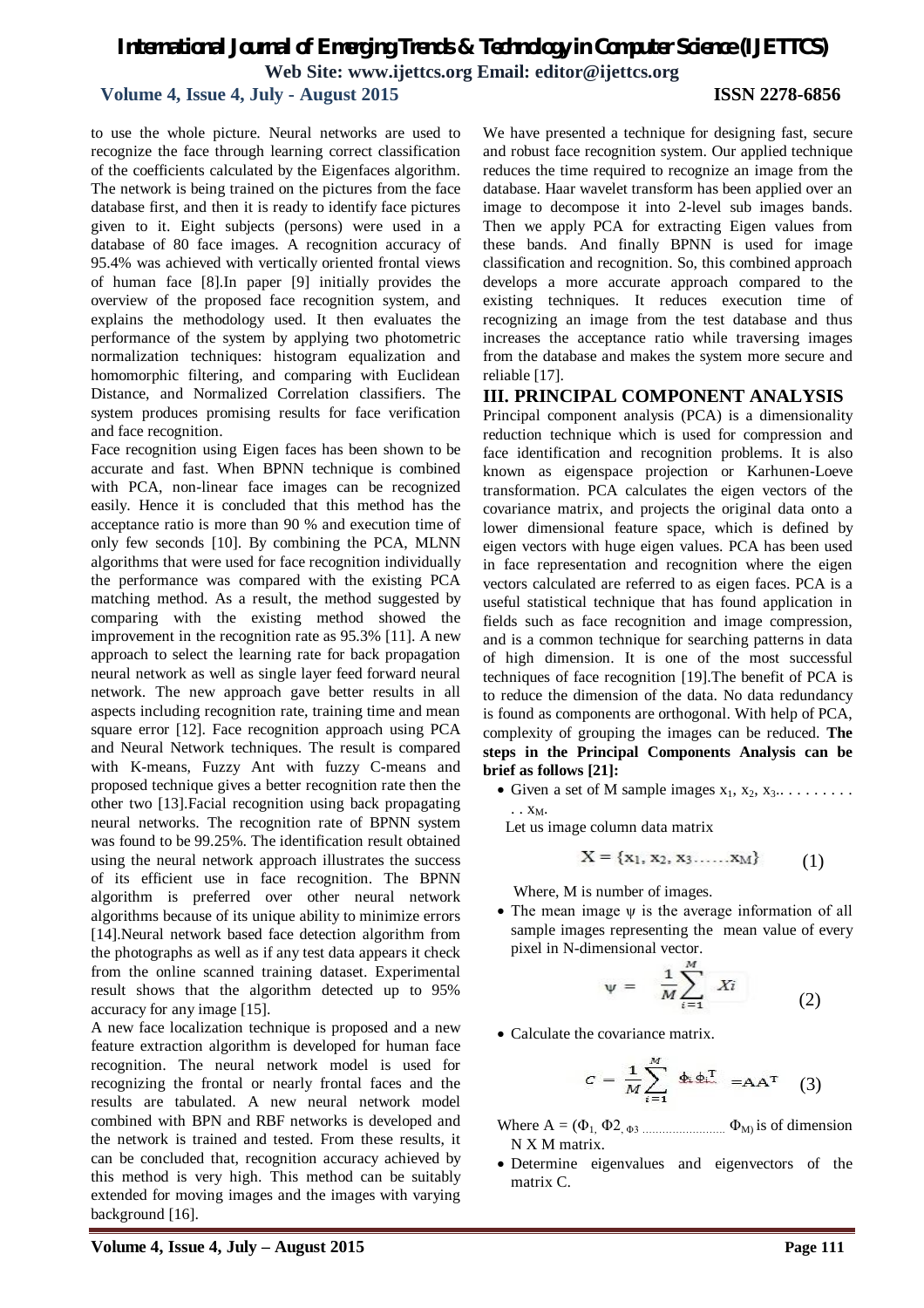to use the whole picture. Neural networks are used to recognize the face through learning correct classification of the coefficients calculated by the Eigenfaces algorithm. The network is being trained on the pictures from the face database first, and then it is ready to identify face pictures given to it. Eight subjects (persons) were used in a database of 80 face images. A recognition accuracy of 95.4% was achieved with vertically oriented frontal views of human face [8].In paper [9] initially provides the overview of the proposed face recognition system, and explains the methodology used. It then evaluates the performance of the system by applying two photometric normalization techniques: histogram equalization and homomorphic filtering, and comparing with Euclidean Distance, and Normalized Correlation classifiers. The system produces promising results for face verification and face recognition.

Face recognition using Eigen faces has been shown to be accurate and fast. When BPNN technique is combined with PCA, non-linear face images can be recognized easily. Hence it is concluded that this method has the acceptance ratio is more than 90 % and execution time of only few seconds [10]. By combining the PCA, MLNN algorithms that were used for face recognition individually the performance was compared with the existing PCA matching method. As a result, the method suggested by comparing with the existing method showed the improvement in the recognition rate as 95.3% [11]. A new approach to select the learning rate for back propagation neural network as well as single layer feed forward neural network. The new approach gave better results in all aspects including recognition rate, training time and mean square error [12]. Face recognition approach using PCA and Neural Network techniques. The result is compared with K-means, Fuzzy Ant with fuzzy C-means and proposed technique gives a better recognition rate then the other two [13].Facial recognition using back propagating neural networks. The recognition rate of BPNN system was found to be 99.25%. The identification result obtained using the neural network approach illustrates the success of its efficient use in face recognition. The BPNN algorithm is preferred over other neural network algorithms because of its unique ability to minimize errors [14].Neural network based face detection algorithm from the photographs as well as if any test data appears it check from the online scanned training dataset. Experimental result shows that the algorithm detected up to 95% accuracy for any image [15].

A new face localization technique is proposed and a new feature extraction algorithm is developed for human face recognition. The neural network model is used for recognizing the frontal or nearly frontal faces and the results are tabulated. A new neural network model combined with BPN and RBF networks is developed and the network is trained and tested. From these results, it can be concluded that, recognition accuracy achieved by this method is very high. This method can be suitably extended for moving images and the images with varying background [16].

We have presented a technique for designing fast, secure and robust face recognition system. Our applied technique reduces the time required to recognize an image from the database. Haar wavelet transform has been applied over an image to decompose it into 2-level sub images bands. Then we apply PCA for extracting Eigen values from these bands. And finally BPNN is used for image classification and recognition. So, this combined approach develops a more accurate approach compared to the existing techniques. It reduces execution time of recognizing an image from the test database and thus increases the acceptance ratio while traversing images from the database and makes the system more secure and reliable [17].

## III. PRINCIPAL COMPONENT ANALYSIS

Principal component analysis (PCA) is a dimensionality reduction technique which is used for compression and face identification and recognition problems. It is also known as eigenspace projection or Karhunen-Loeve transformation. PCA calculates the eigen vectors of the covariance matrix, and projects the original data onto a lower dimensional feature space, which is defined by eigen vectors with huge eigen values. PCA has been used in face representation and recognition where the eigen vectors calculated are referred to as eigen faces. PCA is a useful statistical technique that has found application in fields such as face recognition and image compression, and is a common technique for searching patterns in data of high dimension. It is one of the most successful techniques of face recognition [19].The benefit of PCA is to reduce the dimension of the data. No data redundancy is found as components are orthogonal. With help of PCA, complexity of grouping the images can be reduced. **The steps in the Principal Components Analysis can be brief as follows [21]:**

- Given a set of M sample images $x_1, x_2, x_3 \ldots \ldots \ldots x_M$.

  Let us image column data matrix

$$X = \{x_1, x_2, x_3 \ldots \ldots x_M\} \quad (1)$$

  Where, M is number of images.

- The mean image $\psi$ is the average information of all sample images representing the mean value of every pixel in N-dimensional vector.

$$\psi = \frac{1}{M}\sum_{i=1}^{M} Xi \quad (2)$$

- Calculate the covariance matrix.

$$C = \frac{1}{M}\sum_{i=1}^{M} \Phi_i \Phi_i^T = AA^T \quad (3)$$

  Where $A = (\Phi_1, \Phi 2, \Phi_3 \ldots \ldots \Phi_M)$ is of dimension N X M matrix.

- Determine eigenvalues and eigenvectors of the matrix C.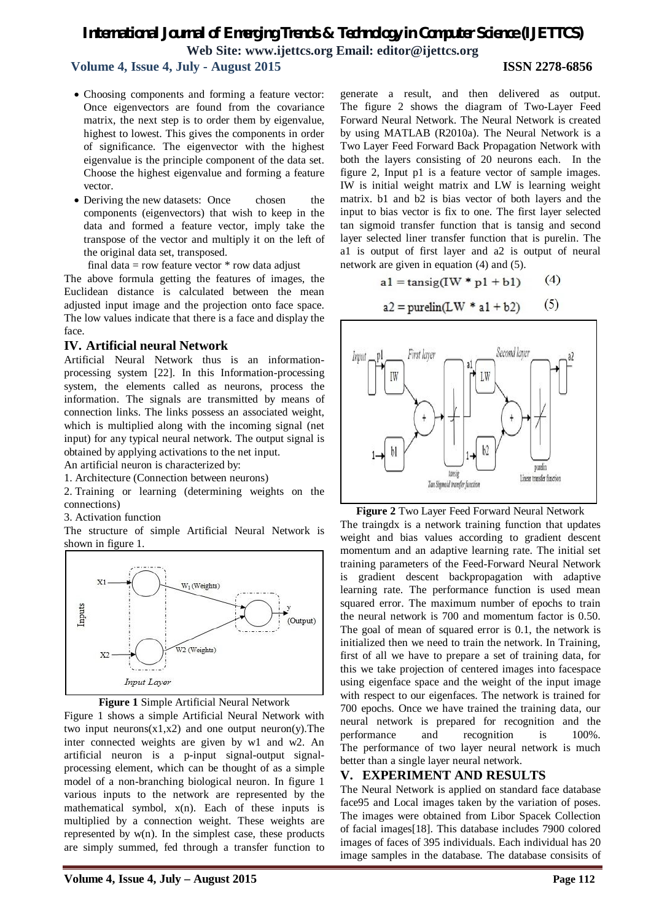- Choosing components and forming a feature vector: Once eigenvectors are found from the covariance matrix, the next step is to order them by eigenvalue, highest to lowest. This gives the components in order of significance. The eigenvector with the highest eigenvalue is the principle component of the data set. Choose the highest eigenvalue and forming a feature vector.
- Deriving the new datasets: Once chosen the components (eigenvectors) that wish to keep in the data and formed a feature vector, imply take the transpose of the vector and multiply it on the left of the original data set, transposed.

final data = row feature vector * row data adjust

The above formula getting the features of images, the Euclidean distance is calculated between the mean adjusted input image and the projection onto face space. The low values indicate that there is a face and display the face.

## IV. Artificial neural Network

Artificial Neural Network thus is an information-processing system [22]. In this Information-processing system, the elements called as neurons, process the information. The signals are transmitted by means of connection links. The links possess an associated weight, which is multiplied along with the incoming signal (net input) for any typical neural network. The output signal is obtained by applying activations to the net input.

An artificial neuron is characterized by:

1. Architecture (Connection between neurons)
2. Training or learning (determining weights on the connections)
3. Activation function

The structure of simple Artificial Neural Network is shown in figure 1.

**Figure 1** Simple Artificial Neural Network

Figure 1 shows a simple Artificial Neural Network with two input neurons(x1,x2) and one output neuron(y).The inter connected weights are given by w1 and w2. An artificial neuron is a p-input signal-output signal-processing element, which can be thought of as a simple model of a non-branching biological neuron. In figure 1 various inputs to the network are represented by the mathematical symbol, x(n). Each of these inputs is multiplied by a connection weight. These weights are represented by w(n). In the simplest case, these products are simply summed, fed through a transfer function to generate a result, and then delivered as output. The figure 2 shows the diagram of Two-Layer Feed Forward Neural Network. The Neural Network is created by using MATLAB (R2010a). The Neural Network is a Two Layer Feed Forward Back Propagation Network with both the layers consisting of 20 neurons each. In the figure 2, Input p1 is a feature vector of sample images. IW is initial weight matrix and LW is learning weight matrix. b1 and b2 is bias vector of both layers and the input to bias vector is fix to one. The first layer selected tan sigmoid transfer function that is tansig and second layer selected liner transfer function that is purelin. The a1 is output of first layer and a2 is output of neural network are given in equation (4) and (5).

$$a1 = \text{tansig}(IW * p1 + b1) \qquad (4)$$

$$a2 = \text{purelin}(LW * a1 + b2) \qquad (5)$$

**Figure 2** Two Layer Feed Forward Neural Network

The traingdx is a network training function that updates weight and bias values according to gradient descent momentum and an adaptive learning rate. The initial set training parameters of the Feed-Forward Neural Network is gradient descent backpropagation with adaptive learning rate. The performance function is used mean squared error. The maximum number of epochs to train the neural network is 700 and momentum factor is 0.50. The goal of mean of squared error is 0.1, the network is initialized then we need to train the network. In Training, first of all we have to prepare a set of training data, for this we take projection of centered images into facespace using eigenface space and the weight of the input image with respect to our eigenfaces. The network is trained for 700 epochs. Once we have trained the training data, our neural network is prepared for recognition and the performance and recognition is 100%. The performance of two layer neural network is much better than a single layer neural network.

## V. EXPERIMENT AND RESULTS

The Neural Network is applied on standard face database face95 and Local images taken by the variation of poses. The images were obtained from Libor Spacek Collection of facial images[18]. This database includes 7900 colored images of faces of 395 individuals. Each individual has 20 image samples in the database. The database consisits of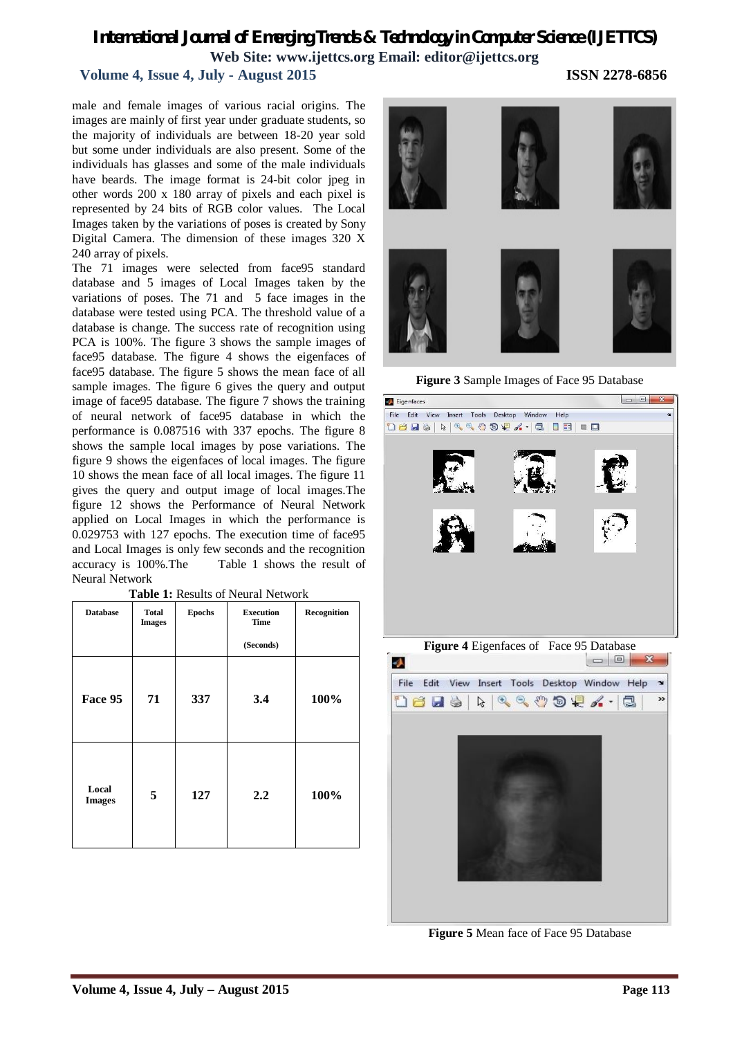male and female images of various racial origins. The images are mainly of first year under graduate students, so the majority of individuals are between 18-20 year sold but some under individuals are also present. Some of the individuals has glasses and some of the male individuals have beards. The image format is 24-bit color jpeg in other words 200 x 180 array of pixels and each pixel is represented by 24 bits of RGB color values. The Local Images taken by the variations of poses is created by Sony Digital Camera. The dimension of these images 320 X 240 array of pixels.

The 71 images were selected from face95 standard database and 5 images of Local Images taken by the variations of poses. The 71 and 5 face images in the database were tested using PCA. The threshold value of a database is change. The success rate of recognition using PCA is 100%. The figure 3 shows the sample images of face95 database. The figure 4 shows the eigenfaces of face95 database. The figure 5 shows the mean face of all sample images. The figure 6 gives the query and output image of face95 database. The figure 7 shows the training of neural network of face95 database in which the performance is 0.087516 with 337 epochs. The figure 8 shows the sample local images by pose variations. The figure 9 shows the eigenfaces of local images. The figure 10 shows the mean face of all local images. The figure 11 gives the query and output image of local images.The figure 12 shows the Performance of Neural Network applied on Local Images in which the performance is 0.029753 with 127 epochs. The execution time of face95 and Local Images is only few seconds and the recognition accuracy is 100%.The Table 1 shows the result of Neural Network

**Table 1:** Results of Neural Network

| Database | Total Images | Epochs | Execution Time (Seconds) | Recognition |
|---|---|---|---|---|
| **Face 95** | **71** | **337** | **3.4** | **100%** |
| **Local Images** | **5** | **127** | **2.2** | **100%** |

**Figure 3** Sample Images of Face 95 Database

**Figure 4** Eigenfaces of Face 95 Database

**Figure 5** Mean face of Face 95 Database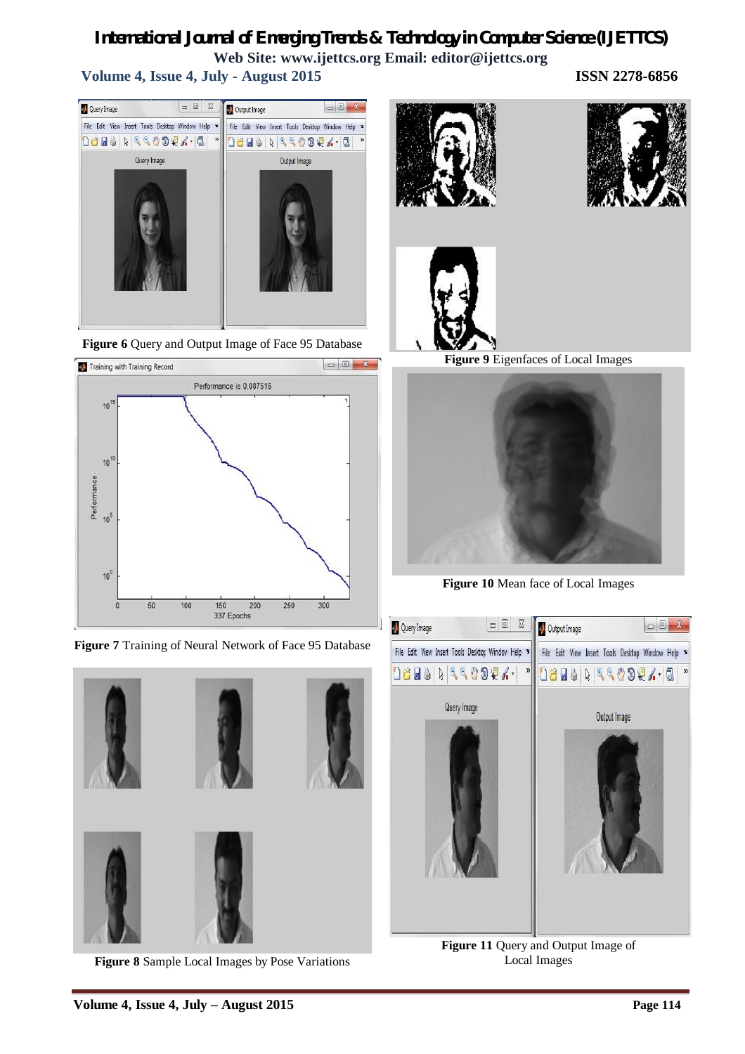**Figure 6** Query and Output Image of Face 95 Database

**Figure 7** Training of Neural Network of Face 95 Database

**Figure 8** Sample Local Images by Pose Variations

**Figure 9** Eigenfaces of Local Images

**Figure 10** Mean face of Local Images

**Figure 11** Query and Output Image of Local Images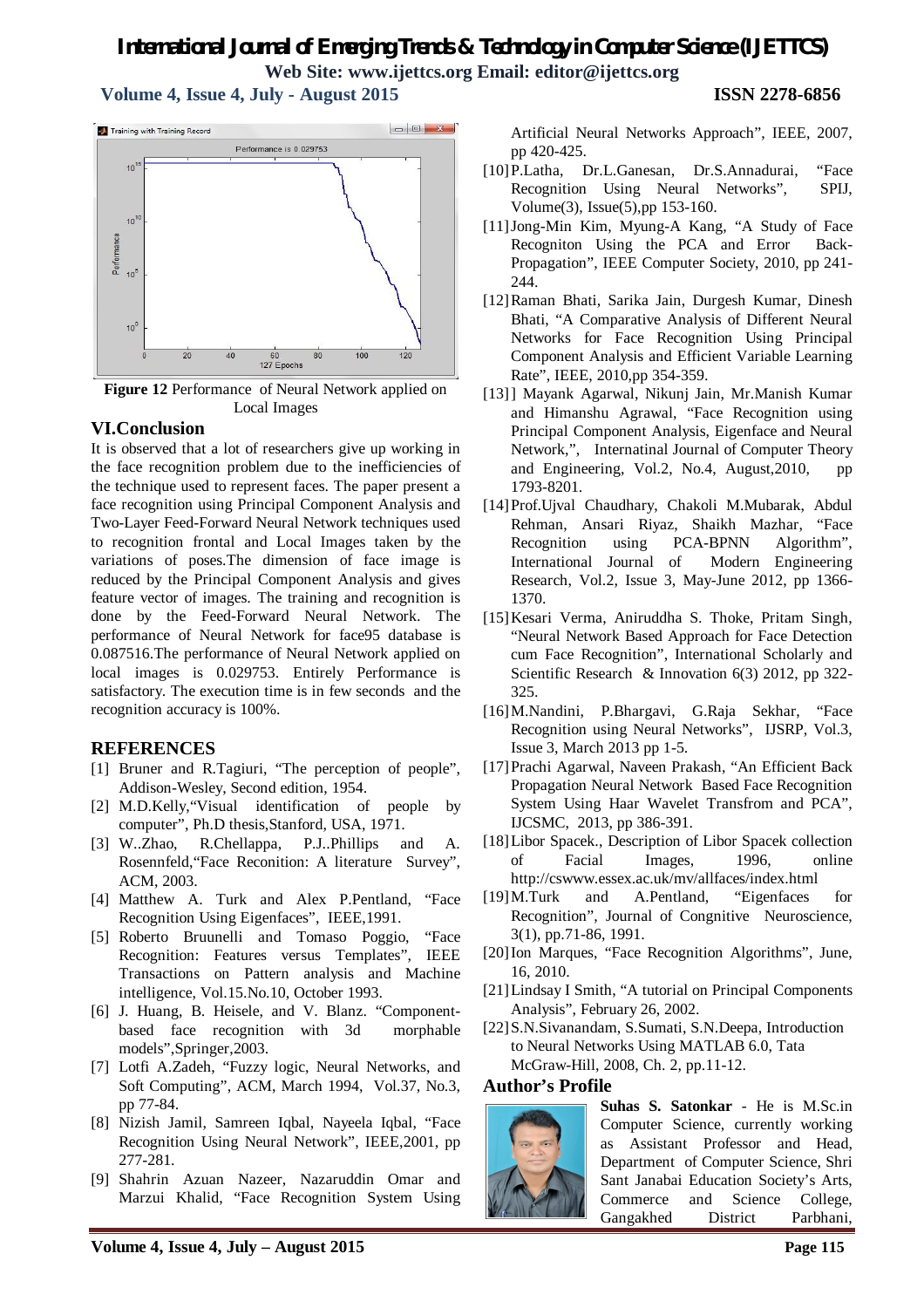**Figure 12** Performance of Neural Network applied on Local Images

## VI.Conclusion

It is observed that a lot of researchers give up working in the face recognition problem due to the inefficiencies of the technique used to represent faces. The paper present a face recognition using Principal Component Analysis and Two-Layer Feed-Forward Neural Network techniques used to recognition frontal and Local Images taken by the variations of poses.The dimension of face image is reduced by the Principal Component Analysis and gives feature vector of images. The training and recognition is done by the Feed-Forward Neural Network. The performance of Neural Network for face95 database is 0.087516.The performance of Neural Network applied on local images is 0.029753. Entirely Performance is satisfactory. The execution time is in few seconds and the recognition accuracy is 100%.

## REFERENCES

[1] Bruner and R.Tagiuri, "The perception of people", Addison-Wesley, Second edition, 1954.

[2] M.D.Kelly,"Visual identification of people by computer", Ph.D thesis,Stanford, USA, 1971.

[3] W..Zhao, R.Chellappa, P.J..Phillips and A. Rosennfeld,"Face Reconition: A literature Survey", ACM, 2003.

[4] Matthew A. Turk and Alex P.Pentland, "Face Recognition Using Eigenfaces", IEEE,1991.

[5] Roberto Bruunelli and Tomaso Poggio, "Face Recognition: Features versus Templates", IEEE Transactions on Pattern analysis and Machine intelligence, Vol.15.No.10, October 1993.

[6] J. Huang, B. Heisele, and V. Blanz. "Component-based face recognition with 3d morphable models",Springer,2003.

[7] Lotfi A.Zadeh, "Fuzzy logic, Neural Networks, and Soft Computing", ACM, March 1994, Vol.37, No.3, pp 77-84.

[8] Nizish Jamil, Samreen Iqbal, Nayeela Iqbal, "Face Recognition Using Neural Network", IEEE,2001, pp 277-281.

[9] Shahrin Azuan Nazeer, Nazaruddin Omar and Marzui Khalid, "Face Recognition System Using Artificial Neural Networks Approach", IEEE, 2007, pp 420-425.

[10] P.Latha, Dr.L.Ganesan, Dr.S.Annadurai, "Face Recognition Using Neural Networks", SPIJ, Volume(3), Issue(5),pp 153-160.

[11] Jong-Min Kim, Myung-A Kang, "A Study of Face Recogniton Using the PCA and Error Back-Propagation", IEEE Computer Society, 2010, pp 241-244.

[12] Raman Bhati, Sarika Jain, Durgesh Kumar, Dinesh Bhati, "A Comparative Analysis of Different Neural Networks for Face Recognition Using Principal Component Analysis and Efficient Variable Learning Rate", IEEE, 2010,pp 354-359.

[13] ] Mayank Agarwal, Nikunj Jain, Mr.Manish Kumar and Himanshu Agrawal, "Face Recognition using Principal Component Analysis, Eigenface and Neural Network,", Internatinal Journal of Computer Theory and Engineering, Vol.2, No.4, August,2010, pp 1793-8201.

[14] Prof.Ujval Chaudhary, Chakoli M.Mubarak, Abdul Rehman, Ansari Riyaz, Shaikh Mazhar, "Face Recognition using PCA-BPNN Algorithm", International Journal of Modern Engineering Research, Vol.2, Issue 3, May-June 2012, pp 1366-1370.

[15] Kesari Verma, Aniruddha S. Thoke, Pritam Singh, "Neural Network Based Approach for Face Detection cum Face Recognition", International Scholarly and Scientific Research & Innovation 6(3) 2012, pp 322-325.

[16] M.Nandini, P.Bhargavi, G.Raja Sekhar, "Face Recognition using Neural Networks", IJSRP, Vol.3, Issue 3, March 2013 pp 1-5.

[17] Prachi Agarwal, Naveen Prakash, "An Efficient Back Propagation Neural Network Based Face Recognition System Using Haar Wavelet Transfrom and PCA", IJCSMC, 2013, pp 386-391.

[18] Libor Spacek., Description of Libor Spacek collection of Facial Images, 1996, online http://cswww.essex.ac.uk/mv/allfaces/index.html

[19] M.Turk and A.Pentland, "Eigenfaces for Recognition", Journal of Congnitive Neuroscience, 3(1), pp.71-86, 1991.

[20] Ion Marques, "Face Recognition Algorithms", June, 16, 2010.

[21] Lindsay I Smith, "A tutorial on Principal Components Analysis", February 26, 2002.

[22] S.N.Sivanandam, S.Sumati, S.N.Deepa, Introduction to Neural Networks Using MATLAB 6.0, Tata McGraw-Hill, 2008, Ch. 2, pp.11-12.

## Author's Profile

**Suhas S. Satonkar** - He is M.Sc.in Computer Science, currently working as Assistant Professor and Head, Department of Computer Science, Shri Sant Janabai Education Society's Arts, Commerce and Science College, Gangakhed District Parbhani,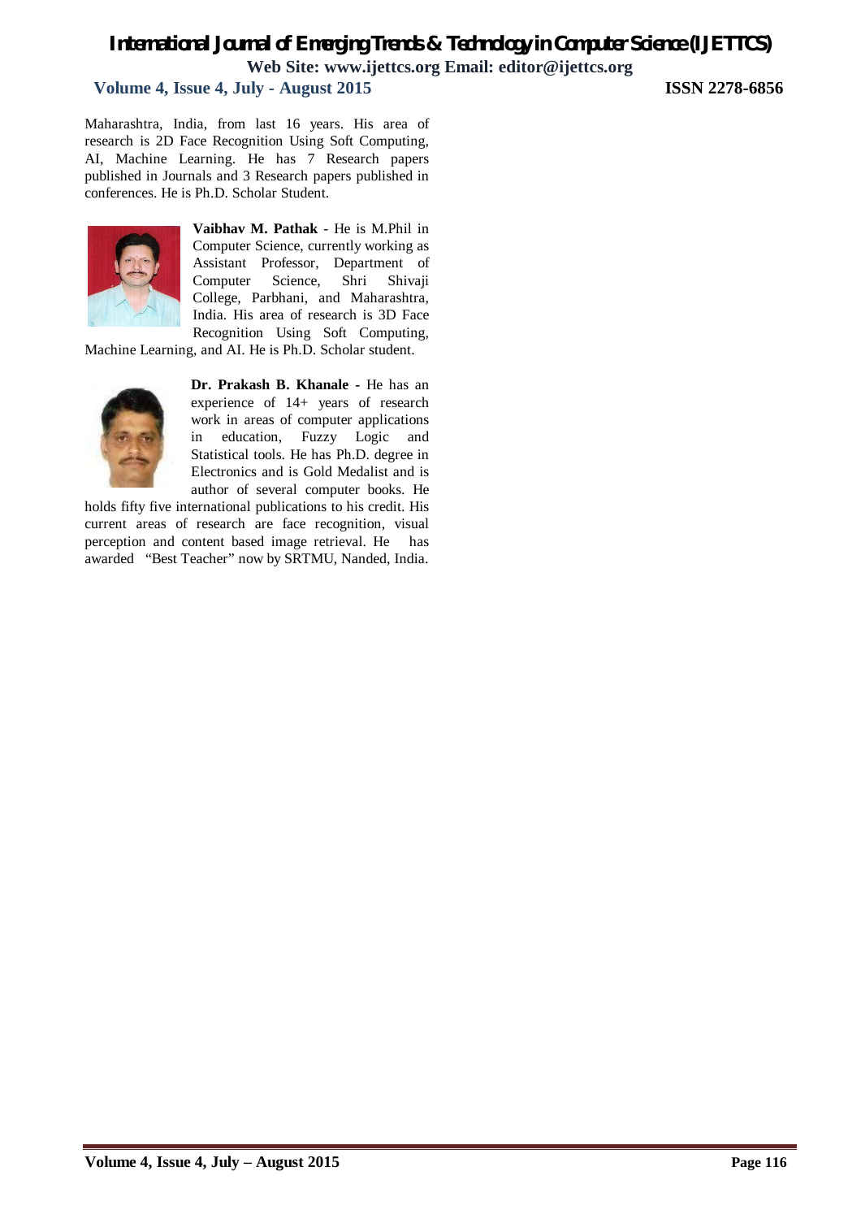Maharashtra, India, from last 16 years. His area of research is 2D Face Recognition Using Soft Computing, AI, Machine Learning. He has 7 Research papers published in Journals and 3 Research papers published in conferences. He is Ph.D. Scholar Student.

**Vaibhav M. Pathak** - He is M.Phil in Computer Science, currently working as Assistant Professor, Department of Computer Science, Shri Shivaji College, Parbhani, and Maharashtra, India. His area of research is 3D Face Recognition Using Soft Computing, Machine Learning, and AI. He is Ph.D. Scholar student.

**Dr. Prakash B. Khanale -** He has an experience of 14+ years of research work in areas of computer applications in education, Fuzzy Logic and Statistical tools. He has Ph.D. degree in Electronics and is Gold Medalist and is author of several computer books. He holds fifty five international publications to his credit. His current areas of research are face recognition, visual perception and content based image retrieval. He has awarded "Best Teacher" now by SRTMU, Nanded, India.